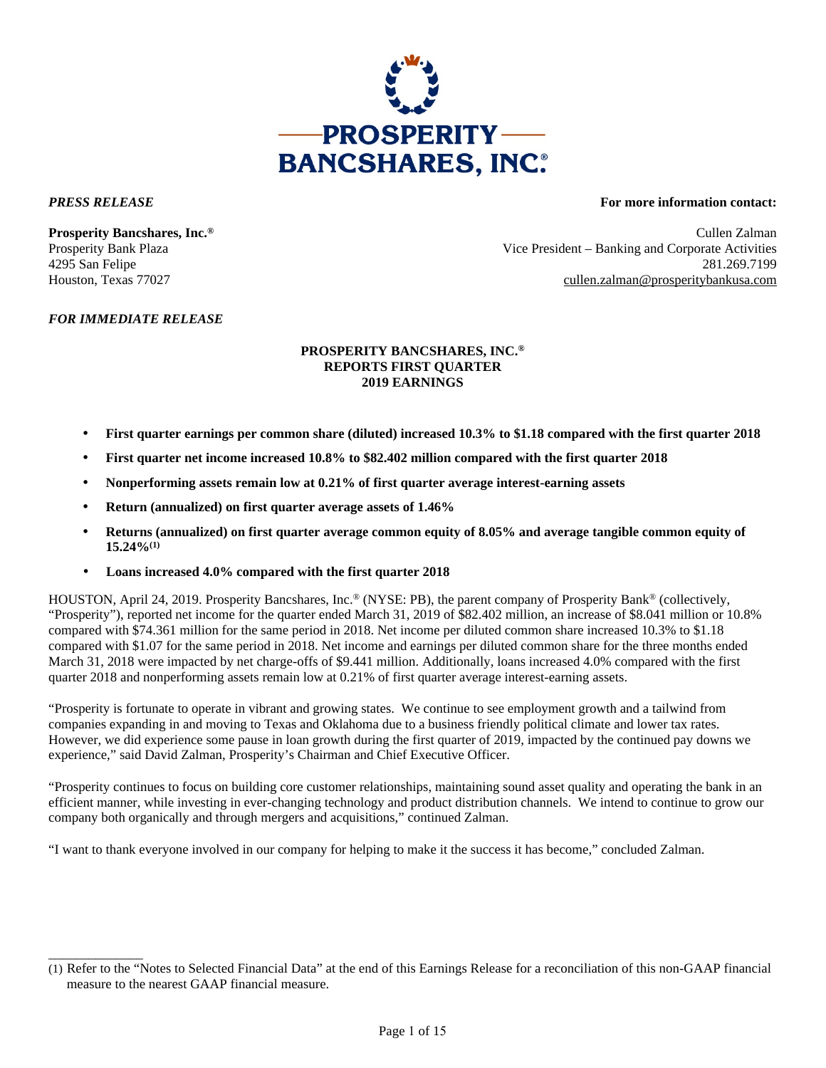***PRESS RELEASE***

**For more information contact:**

**Prosperity Bancshares, Inc.®**
Prosperity Bank Plaza
4295 San Felipe
Houston, Texas 77027

Cullen Zalman
Vice President – Banking and Corporate Activities
281.269.7199
cullen.zalman@prosperitybankusa.com

***FOR IMMEDIATE RELEASE***

**PROSPERITY BANCSHARES, INC.®**
**REPORTS FIRST QUARTER**
**2019 EARNINGS**

- **First quarter earnings per common share (diluted) increased 10.3% to $1.18 compared with the first quarter 2018**
- **First quarter net income increased 10.8% to $82.402 million compared with the first quarter 2018**
- **Nonperforming assets remain low at 0.21% of first quarter average interest-earning assets**
- **Return (annualized) on first quarter average assets of 1.46%**
- **Returns (annualized) on first quarter average common equity of 8.05% and average tangible common equity of 15.24%[1]**
- **Loans increased 4.0% compared with the first quarter 2018**

HOUSTON, April 24, 2019. Prosperity Bancshares, Inc.® (NYSE: PB), the parent company of Prosperity Bank® (collectively, "Prosperity"), reported net income for the quarter ended March 31, 2019 of $82.402 million, an increase of $8.041 million or 10.8% compared with $74.361 million for the same period in 2018. Net income per diluted common share increased 10.3% to $1.18 compared with $1.07 for the same period in 2018. Net income and earnings per diluted common share for the three months ended March 31, 2018 were impacted by net charge-offs of $9.441 million. Additionally, loans increased 4.0% compared with the first quarter 2018 and nonperforming assets remain low at 0.21% of first quarter average interest-earning assets.

"Prosperity is fortunate to operate in vibrant and growing states. We continue to see employment growth and a tailwind from companies expanding in and moving to Texas and Oklahoma due to a business friendly political climate and lower tax rates. However, we did experience some pause in loan growth during the first quarter of 2019, impacted by the continued pay downs we experience," said David Zalman, Prosperity's Chairman and Chief Executive Officer.

"Prosperity continues to focus on building core customer relationships, maintaining sound asset quality and operating the bank in an efficient manner, while investing in ever-changing technology and product distribution channels. We intend to continue to grow our company both organically and through mergers and acquisitions," continued Zalman.

"I want to thank everyone involved in our company for helping to make it the success it has become," concluded Zalman.

---

(1) Refer to the "Notes to Selected Financial Data" at the end of this Earnings Release for a reconciliation of this non-GAAP financial measure to the nearest GAAP financial measure.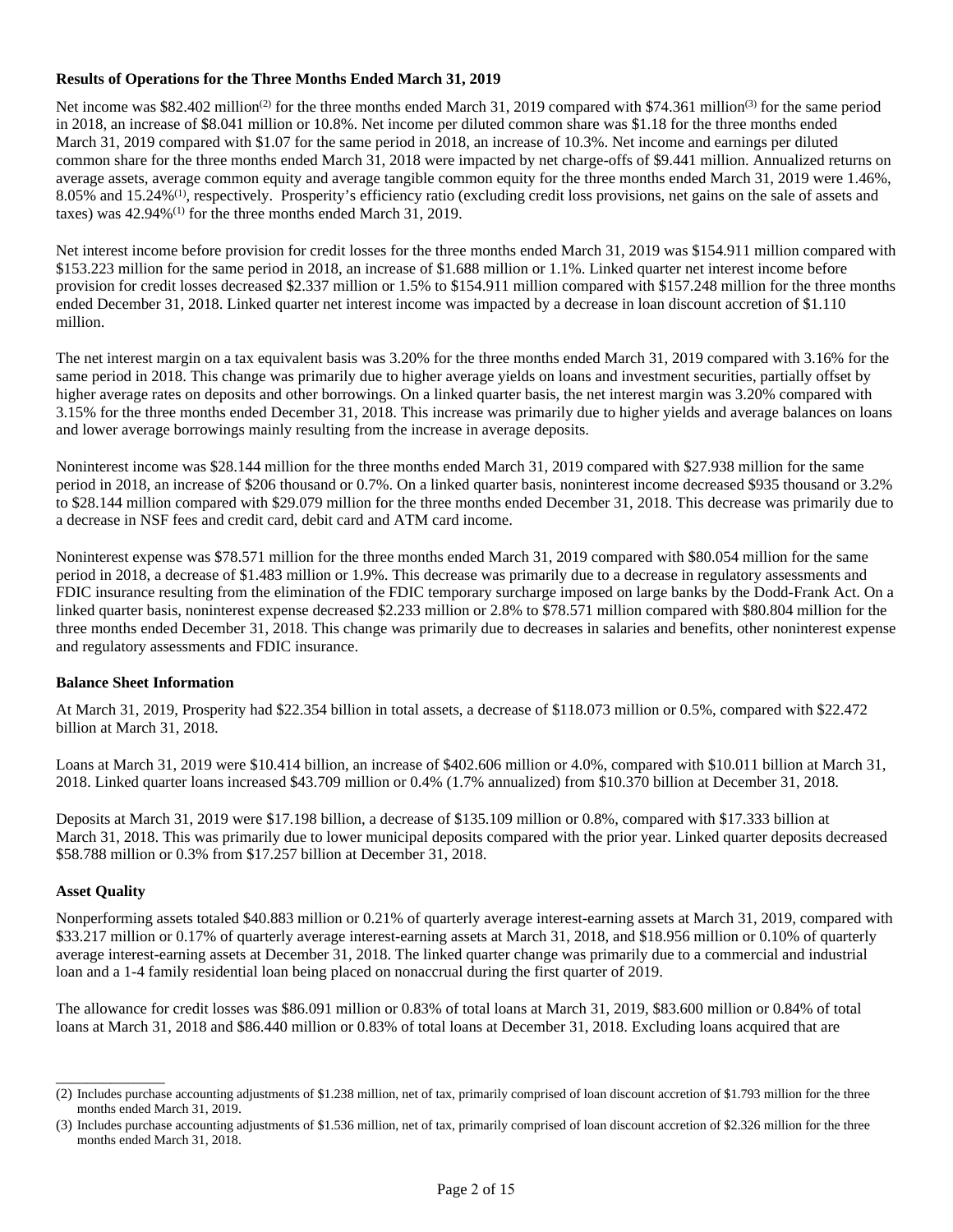**Results of Operations for the Three Months Ended March 31, 2019**

Net income was $82.402 million[(2)] for the three months ended March 31, 2019 compared with $74.361 million[(3)] for the same period in 2018, an increase of $8.041 million or 10.8%. Net income per diluted common share was $1.18 for the three months ended March 31, 2019 compared with $1.07 for the same period in 2018, an increase of 10.3%. Net income and earnings per diluted common share for the three months ended March 31, 2018 were impacted by net charge-offs of $9.441 million. Annualized returns on average assets, average common equity and average tangible common equity for the three months ended March 31, 2019 were 1.46%, 8.05% and 15.24%[(1)], respectively. Prosperity's efficiency ratio (excluding credit loss provisions, net gains on the sale of assets and taxes) was 42.94%[(1)] for the three months ended March 31, 2019.

Net interest income before provision for credit losses for the three months ended March 31, 2019 was $154.911 million compared with $153.223 million for the same period in 2018, an increase of $1.688 million or 1.1%. Linked quarter net interest income before provision for credit losses decreased $2.337 million or 1.5% to $154.911 million compared with $157.248 million for the three months ended December 31, 2018. Linked quarter net interest income was impacted by a decrease in loan discount accretion of $1.110 million.

The net interest margin on a tax equivalent basis was 3.20% for the three months ended March 31, 2019 compared with 3.16% for the same period in 2018. This change was primarily due to higher average yields on loans and investment securities, partially offset by higher average rates on deposits and other borrowings. On a linked quarter basis, the net interest margin was 3.20% compared with 3.15% for the three months ended December 31, 2018. This increase was primarily due to higher yields and average balances on loans and lower average borrowings mainly resulting from the increase in average deposits.

Noninterest income was $28.144 million for the three months ended March 31, 2019 compared with $27.938 million for the same period in 2018, an increase of $206 thousand or 0.7%. On a linked quarter basis, noninterest income decreased $935 thousand or 3.2% to $28.144 million compared with $29.079 million for the three months ended December 31, 2018. This decrease was primarily due to a decrease in NSF fees and credit card, debit card and ATM card income.

Noninterest expense was $78.571 million for the three months ended March 31, 2019 compared with $80.054 million for the same period in 2018, a decrease of $1.483 million or 1.9%. This decrease was primarily due to a decrease in regulatory assessments and FDIC insurance resulting from the elimination of the FDIC temporary surcharge imposed on large banks by the Dodd-Frank Act. On a linked quarter basis, noninterest expense decreased $2.233 million or 2.8% to $78.571 million compared with $80.804 million for the three months ended December 31, 2018. This change was primarily due to decreases in salaries and benefits, other noninterest expense and regulatory assessments and FDIC insurance.

**Balance Sheet Information**

At March 31, 2019, Prosperity had $22.354 billion in total assets, a decrease of $118.073 million or 0.5%, compared with $22.472 billion at March 31, 2018.

Loans at March 31, 2019 were $10.414 billion, an increase of $402.606 million or 4.0%, compared with $10.011 billion at March 31, 2018. Linked quarter loans increased $43.709 million or 0.4% (1.7% annualized) from $10.370 billion at December 31, 2018.

Deposits at March 31, 2019 were $17.198 billion, a decrease of $135.109 million or 0.8%, compared with $17.333 billion at March 31, 2018. This was primarily due to lower municipal deposits compared with the prior year. Linked quarter deposits decreased $58.788 million or 0.3% from $17.257 billion at December 31, 2018.

**Asset Quality**

Nonperforming assets totaled $40.883 million or 0.21% of quarterly average interest-earning assets at March 31, 2019, compared with $33.217 million or 0.17% of quarterly average interest-earning assets at March 31, 2018, and $18.956 million or 0.10% of quarterly average interest-earning assets at December 31, 2018. The linked quarter change was primarily due to a commercial and industrial loan and a 1-4 family residential loan being placed on nonaccrual during the first quarter of 2019.

The allowance for credit losses was $86.091 million or 0.83% of total loans at March 31, 2019, $83.600 million or 0.84% of total loans at March 31, 2018 and $86.440 million or 0.83% of total loans at December 31, 2018. Excluding loans acquired that are

---

(2) Includes purchase accounting adjustments of $1.238 million, net of tax, primarily comprised of loan discount accretion of $1.793 million for the three months ended March 31, 2019.

(3) Includes purchase accounting adjustments of $1.536 million, net of tax, primarily comprised of loan discount accretion of $2.326 million for the three months ended March 31, 2018.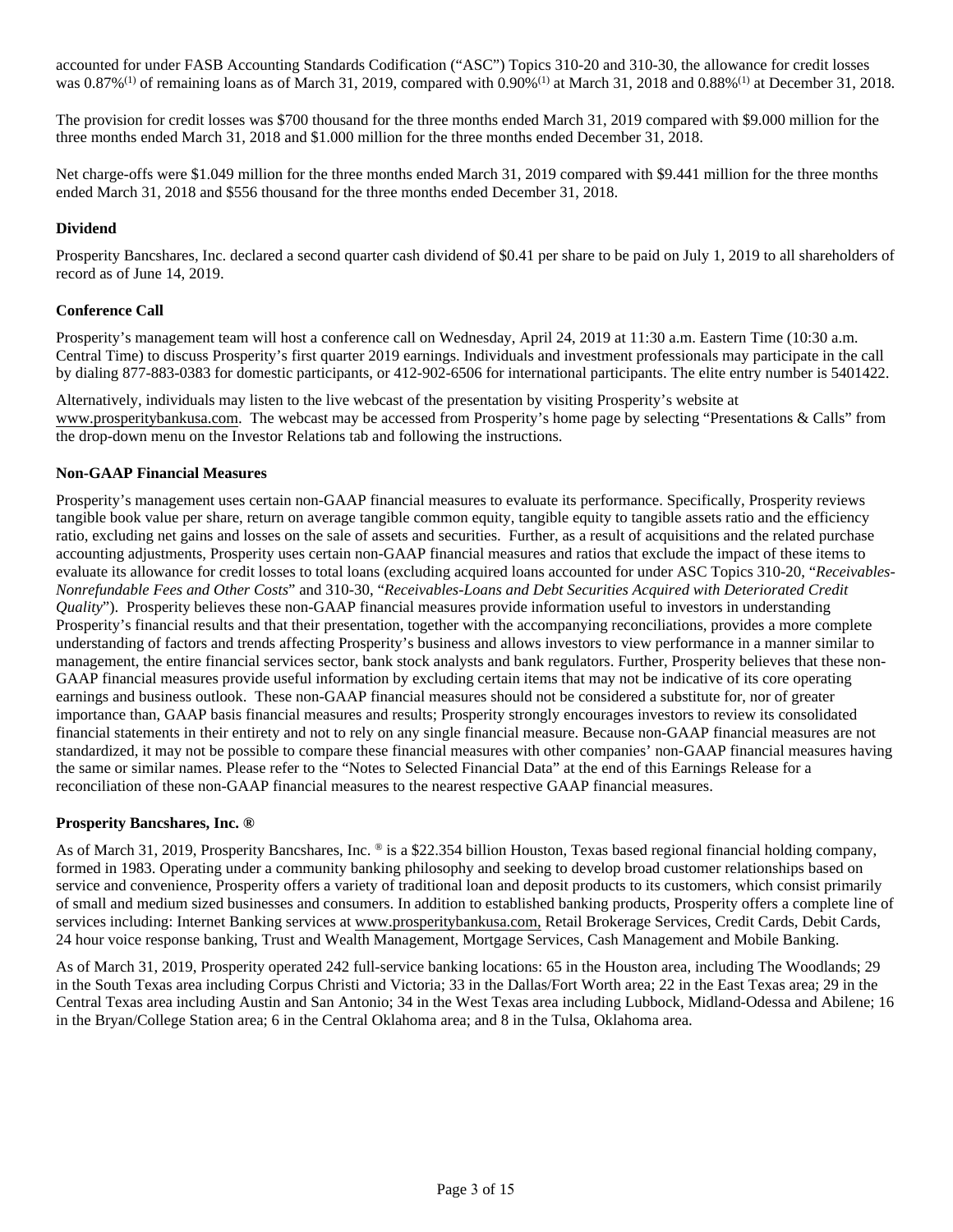accounted for under FASB Accounting Standards Codification ("ASC") Topics 310-20 and 310-30, the allowance for credit losses was 0.87%[1] of remaining loans as of March 31, 2019, compared with 0.90%[1] at March 31, 2018 and 0.88%[1] at December 31, 2018.

The provision for credit losses was $700 thousand for the three months ended March 31, 2019 compared with $9.000 million for the three months ended March 31, 2018 and $1.000 million for the three months ended December 31, 2018.

Net charge-offs were $1.049 million for the three months ended March 31, 2019 compared with $9.441 million for the three months ended March 31, 2018 and $556 thousand for the three months ended December 31, 2018.

**Dividend**

Prosperity Bancshares, Inc. declared a second quarter cash dividend of $0.41 per share to be paid on July 1, 2019 to all shareholders of record as of June 14, 2019.

**Conference Call**

Prosperity's management team will host a conference call on Wednesday, April 24, 2019 at 11:30 a.m. Eastern Time (10:30 a.m. Central Time) to discuss Prosperity's first quarter 2019 earnings. Individuals and investment professionals may participate in the call by dialing 877-883-0383 for domestic participants, or 412-902-6506 for international participants. The elite entry number is 5401422.

Alternatively, individuals may listen to the live webcast of the presentation by visiting Prosperity's website at www.prosperitybankusa.com. The webcast may be accessed from Prosperity's home page by selecting "Presentations & Calls" from the drop-down menu on the Investor Relations tab and following the instructions.

**Non-GAAP Financial Measures**

Prosperity's management uses certain non-GAAP financial measures to evaluate its performance. Specifically, Prosperity reviews tangible book value per share, return on average tangible common equity, tangible equity to tangible assets ratio and the efficiency ratio, excluding net gains and losses on the sale of assets and securities. Further, as a result of acquisitions and the related purchase accounting adjustments, Prosperity uses certain non-GAAP financial measures and ratios that exclude the impact of these items to evaluate its allowance for credit losses to total loans (excluding acquired loans accounted for under ASC Topics 310-20, "*Receivables-Nonrefundable Fees and Other Costs*" and 310-30, "*Receivables-Loans and Debt Securities Acquired with Deteriorated Credit Quality*"). Prosperity believes these non-GAAP financial measures provide information useful to investors in understanding Prosperity's financial results and that their presentation, together with the accompanying reconciliations, provides a more complete understanding of factors and trends affecting Prosperity's business and allows investors to view performance in a manner similar to management, the entire financial services sector, bank stock analysts and bank regulators. Further, Prosperity believes that these non-GAAP financial measures provide useful information by excluding certain items that may not be indicative of its core operating earnings and business outlook. These non-GAAP financial measures should not be considered a substitute for, nor of greater importance than, GAAP basis financial measures and results; Prosperity strongly encourages investors to review its consolidated financial statements in their entirety and not to rely on any single financial measure. Because non-GAAP financial measures are not standardized, it may not be possible to compare these financial measures with other companies' non-GAAP financial measures having the same or similar names. Please refer to the "Notes to Selected Financial Data" at the end of this Earnings Release for a reconciliation of these non-GAAP financial measures to the nearest respective GAAP financial measures.

**Prosperity Bancshares, Inc. ®**

As of March 31, 2019, Prosperity Bancshares, Inc. ® is a $22.354 billion Houston, Texas based regional financial holding company, formed in 1983. Operating under a community banking philosophy and seeking to develop broad customer relationships based on service and convenience, Prosperity offers a variety of traditional loan and deposit products to its customers, which consist primarily of small and medium sized businesses and consumers. In addition to established banking products, Prosperity offers a complete line of services including: Internet Banking services at www.prosperitybankusa.com, Retail Brokerage Services, Credit Cards, Debit Cards, 24 hour voice response banking, Trust and Wealth Management, Mortgage Services, Cash Management and Mobile Banking.

As of March 31, 2019, Prosperity operated 242 full-service banking locations: 65 in the Houston area, including The Woodlands; 29 in the South Texas area including Corpus Christi and Victoria; 33 in the Dallas/Fort Worth area; 22 in the East Texas area; 29 in the Central Texas area including Austin and San Antonio; 34 in the West Texas area including Lubbock, Midland-Odessa and Abilene; 16 in the Bryan/College Station area; 6 in the Central Oklahoma area; and 8 in the Tulsa, Oklahoma area.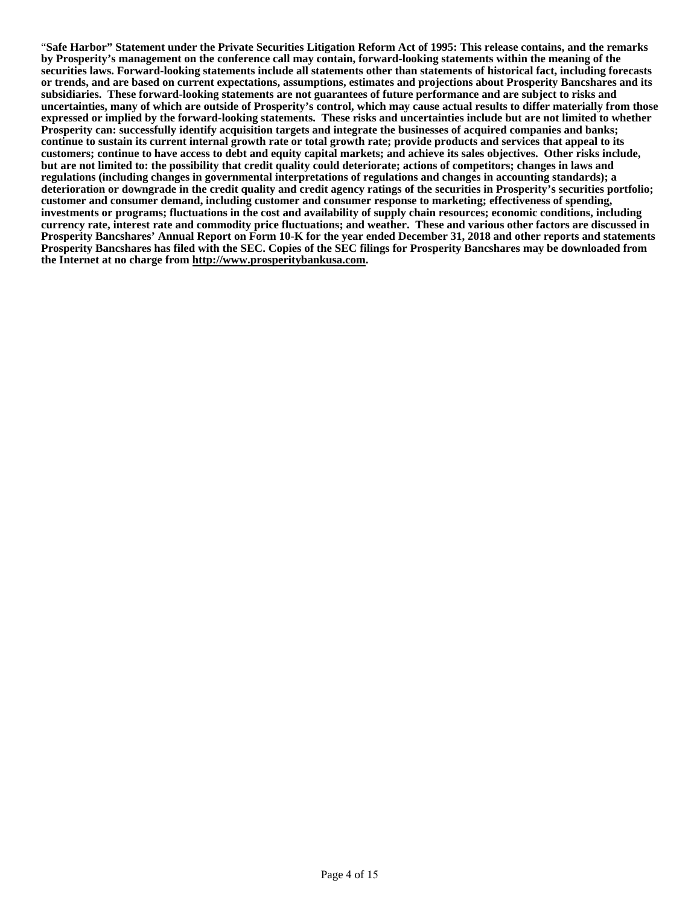**"Safe Harbor" Statement under the Private Securities Litigation Reform Act of 1995: This release contains, and the remarks by Prosperity's management on the conference call may contain, forward-looking statements within the meaning of the securities laws. Forward-looking statements include all statements other than statements of historical fact, including forecasts or trends, and are based on current expectations, assumptions, estimates and projections about Prosperity Bancshares and its subsidiaries. These forward-looking statements are not guarantees of future performance and are subject to risks and uncertainties, many of which are outside of Prosperity's control, which may cause actual results to differ materially from those expressed or implied by the forward-looking statements. These risks and uncertainties include but are not limited to whether Prosperity can: successfully identify acquisition targets and integrate the businesses of acquired companies and banks; continue to sustain its current internal growth rate or total growth rate; provide products and services that appeal to its customers; continue to have access to debt and equity capital markets; and achieve its sales objectives. Other risks include, but are not limited to: the possibility that credit quality could deteriorate; actions of competitors; changes in laws and regulations (including changes in governmental interpretations of regulations and changes in accounting standards); a deterioration or downgrade in the credit quality and credit agency ratings of the securities in Prosperity's securities portfolio; customer and consumer demand, including customer and consumer response to marketing; effectiveness of spending, investments or programs; fluctuations in the cost and availability of supply chain resources; economic conditions, including currency rate, interest rate and commodity price fluctuations; and weather. These and various other factors are discussed in Prosperity Bancshares' Annual Report on Form 10-K for the year ended December 31, 2018 and other reports and statements Prosperity Bancshares has filed with the SEC. Copies of the SEC filings for Prosperity Bancshares may be downloaded from the Internet at no charge from http://www.prosperitybankusa.com.**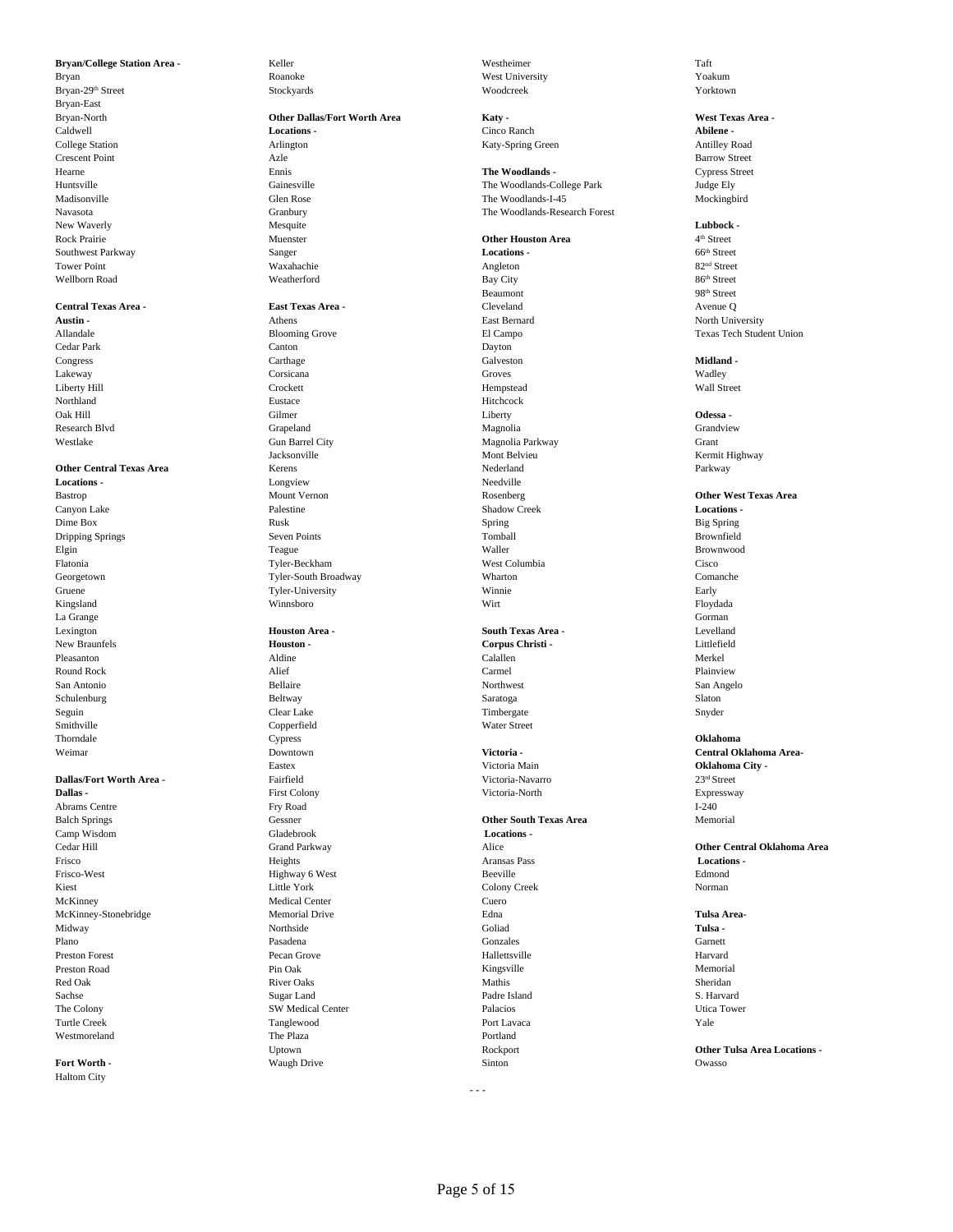**Bryan/College Station Area -**
Bryan
Bryan-29th Street
Bryan-East
Bryan-North
Caldwell
College Station
Crescent Point
Hearne
Huntsville
Madisonville
Navasota
New Waverly
Rock Prairie
Southwest Parkway
Tower Point
Wellborn Road

**Central Texas Area -**
**Austin -**
Allandale
Cedar Park
Congress
Lakeway
Liberty Hill
Northland
Oak Hill
Research Blvd
Westlake

**Other Central Texas Area Locations -**
Bastrop
Canyon Lake
Dime Box
Dripping Springs
Elgin
Flatonia
Georgetown
Gruene
Kingsland
La Grange
Lexington
New Braunfels
Pleasanton
Round Rock
San Antonio
Schulenburg
Seguin
Smithville
Thorndale
Weimar

**Dallas/Fort Worth Area -**
**Dallas -**
Abrams Centre
Balch Springs
Camp Wisdom
Cedar Hill
Frisco
Frisco-West
Kiest
McKinney
McKinney-Stonebridge
Midway
Plano
Preston Forest
Preston Road
Red Oak
Sachse
The Colony
Turtle Creek
Westmoreland

**Fort Worth -**
Haltom City
Keller
Roanoke
Stockyards

**Other Dallas/Fort Worth Area Locations -**
Arlington
Azle
Ennis
Gainesville
Glen Rose
Granbury
Mesquite
Muenster
Sanger
Waxahachie
Weatherford

**East Texas Area -**
Athens
Blooming Grove
Canton
Carthage
Corsicana
Crockett
Eustace
Gilmer
Grapeland
Gun Barrel City
Jacksonville
Kerens
Longview
Mount Vernon
Palestine
Rusk
Seven Points
Teague
Tyler-Beckham
Tyler-South Broadway
Tyler-University
Winnsboro

**Houston Area -**
**Houston -**
Aldine
Alief
Bellaire
Beltway
Clear Lake
Copperfield
Cypress
Downtown
Eastex
Fairfield
First Colony
Fry Road
Gessner
Gladebrook
Grand Parkway
Heights
Highway 6 West
Little York
Medical Center
Memorial Drive
Northside
Pasadena
Pecan Grove
Pin Oak
River Oaks
Sugar Land
SW Medical Center
Tanglewood
The Plaza
Uptown
Waugh Drive
Westheimer
West University
Woodcreek

**Katy -**
Cinco Ranch
Katy-Spring Green

**The Woodlands -**
The Woodlands-College Park
The Woodlands-I-45
The Woodlands-Research Forest

**Other Houston Area Locations -**
Angleton
Bay City
Beaumont
Cleveland
East Bernard
El Campo
Dayton
Galveston
Groves
Hempstead
Hitchcock
Liberty
Magnolia
Magnolia Parkway
Mont Belvieu
Nederland
Needville
Rosenberg
Shadow Creek
Spring
Tomball
Waller
West Columbia
Wharton
Winnie
Wirt

**South Texas Area -**
**Corpus Christi -**
Calallen
Carmel
Northwest
Saratoga
Timbergate
Water Street

**Victoria -**
Victoria Main
Victoria-Navarro
Victoria-North

**Other South Texas Area Locations -**
Alice
Aransas Pass
Beeville
Colony Creek
Cuero
Edna
Goliad
Gonzales
Hallettsville
Kingsville
Mathis
Padre Island
Palacios
Port Lavaca
Portland
Rockport
Sinton
Taft
Yoakum
Yorktown

**West Texas Area -**
**Abilene -**
Antilley Road
Barrow Street
Cypress Street
Judge Ely
Mockingbird

**Lubbock -**
4th Street
66th Street
82nd Street
86th Street
98th Street
Avenue Q
North University
Texas Tech Student Union

**Midland -**
Wadley
Wall Street

**Odessa -**
Grandview
Grant
Kermit Highway
Parkway

**Other West Texas Area Locations -**
Big Spring
Brownfield
Brownwood
Cisco
Comanche
Early
Floydada
Gorman
Levelland
Littlefield
Merkel
Plainview
San Angelo
Slaton
Snyder

**Oklahoma**
**Central Oklahoma Area-**
**Oklahoma City -**
23rd Street
Expressway
I-240
Memorial

**Other Central Oklahoma Area Locations -**
Edmond
Norman

**Tulsa Area-**
**Tulsa -**
Garnett
Harvard
Memorial
Sheridan
S. Harvard
Utica Tower
Yale

**Other Tulsa Area Locations -**
Owasso

- - -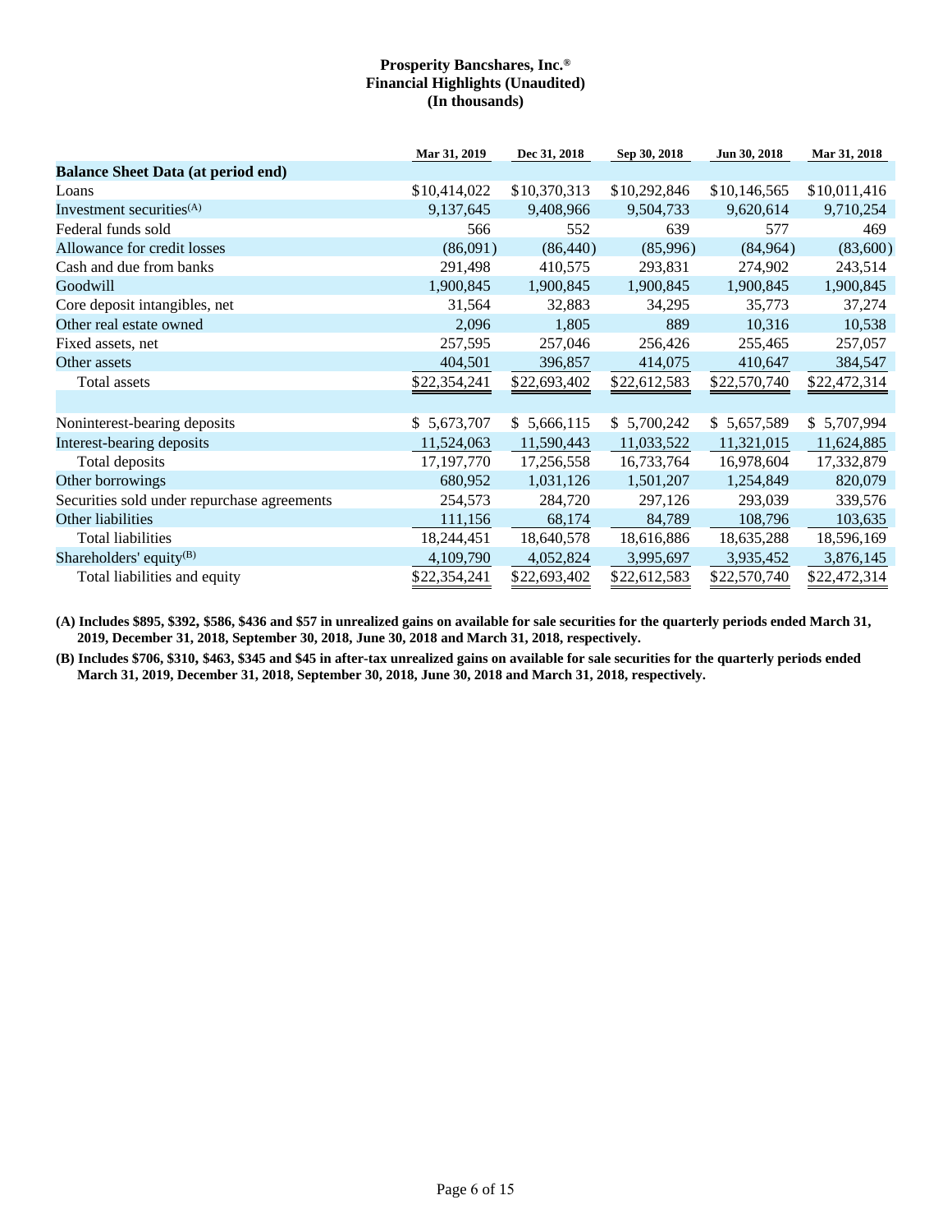**Prosperity Bancshares, Inc.®**
**Financial Highlights (Unaudited)**
**(In thousands)**

| | Mar 31, 2019 | Dec 31, 2018 | Sep 30, 2018 | Jun 30, 2018 | Mar 31, 2018 |
|---|---|---|---|---|---|
| **Balance Sheet Data (at period end)** | | | | | |
| Loans | $10,414,022 | $10,370,313 | $10,292,846 | $10,146,565 | $10,011,416 |
| Investment securities(A) | 9,137,645 | 9,408,966 | 9,504,733 | 9,620,614 | 9,710,254 |
| Federal funds sold | 566 | 552 | 639 | 577 | 469 |
| Allowance for credit losses | (86,091) | (86,440) | (85,996) | (84,964) | (83,600) |
| Cash and due from banks | 291,498 | 410,575 | 293,831 | 274,902 | 243,514 |
| Goodwill | 1,900,845 | 1,900,845 | 1,900,845 | 1,900,845 | 1,900,845 |
| Core deposit intangibles, net | 31,564 | 32,883 | 34,295 | 35,773 | 37,274 |
| Other real estate owned | 2,096 | 1,805 | 889 | 10,316 | 10,538 |
| Fixed assets, net | 257,595 | 257,046 | 256,426 | 255,465 | 257,057 |
| Other assets | 404,501 | 396,857 | 414,075 | 410,647 | 384,547 |
| Total assets | $22,354,241 | $22,693,402 | $22,612,583 | $22,570,740 | $22,472,314 |
| | | | | | |
| Noninterest-bearing deposits | $ 5,673,707 | $ 5,666,115 | $ 5,700,242 | $ 5,657,589 | $ 5,707,994 |
| Interest-bearing deposits | 11,524,063 | 11,590,443 | 11,033,522 | 11,321,015 | 11,624,885 |
| Total deposits | 17,197,770 | 17,256,558 | 16,733,764 | 16,978,604 | 17,332,879 |
| Other borrowings | 680,952 | 1,031,126 | 1,501,207 | 1,254,849 | 820,079 |
| Securities sold under repurchase agreements | 254,573 | 284,720 | 297,126 | 293,039 | 339,576 |
| Other liabilities | 111,156 | 68,174 | 84,789 | 108,796 | 103,635 |
| Total liabilities | 18,244,451 | 18,640,578 | 18,616,886 | 18,635,288 | 18,596,169 |
| Shareholders' equity(B) | 4,109,790 | 4,052,824 | 3,995,697 | 3,935,452 | 3,876,145 |
| Total liabilities and equity | $22,354,241 | $22,693,402 | $22,612,583 | $22,570,740 | $22,472,314 |

**(A) Includes $895, $392, $586, $436 and $57 in unrealized gains on available for sale securities for the quarterly periods ended March 31, 2019, December 31, 2018, September 30, 2018, June 30, 2018 and March 31, 2018, respectively.**

**(B) Includes $706, $310, $463, $345 and $45 in after-tax unrealized gains on available for sale securities for the quarterly periods ended March 31, 2019, December 31, 2018, September 30, 2018, June 30, 2018 and March 31, 2018, respectively.**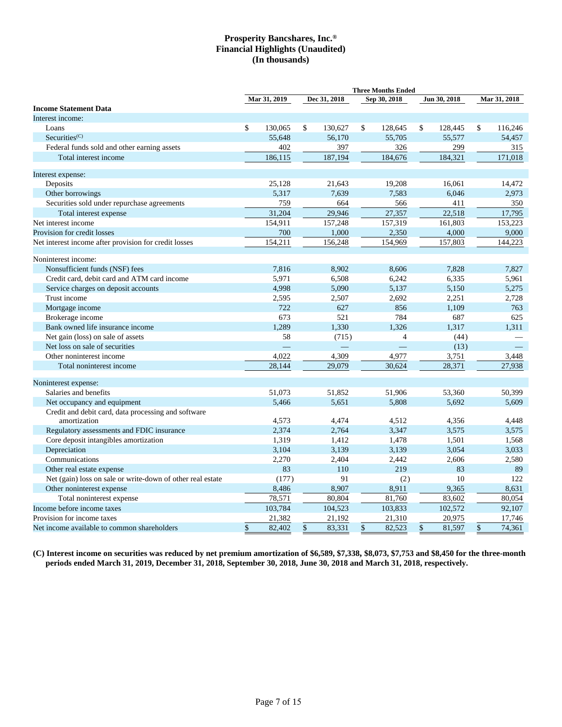# Prosperity Bancshares, Inc.®
## Financial Highlights (Unaudited)
## (In thousands)

| | Three Months Ended | | | | |
|---|---|---|---|---|---|
| | Mar 31, 2019 | Dec 31, 2018 | Sep 30, 2018 | Jun 30, 2018 | Mar 31, 2018 |
| **Income Statement Data** | | | | | |
| Interest income: | | | | | |
| Loans | $ 130,065 | $ 130,627 | $ 128,645 | $ 128,445 | $ 116,246 |
| Securities[(C)] | 55,648 | 56,170 | 55,705 | 55,577 | 54,457 |
| Federal funds sold and other earning assets | 402 | 397 | 326 | 299 | 315 |
| Total interest income | 186,115 | 187,194 | 184,676 | 184,321 | 171,018 |
| Interest expense: | | | | | |
| Deposits | 25,128 | 21,643 | 19,208 | 16,061 | 14,472 |
| Other borrowings | 5,317 | 7,639 | 7,583 | 6,046 | 2,973 |
| Securities sold under repurchase agreements | 759 | 664 | 566 | 411 | 350 |
| Total interest expense | 31,204 | 29,946 | 27,357 | 22,518 | 17,795 |
| Net interest income | 154,911 | 157,248 | 157,319 | 161,803 | 153,223 |
| Provision for credit losses | 700 | 1,000 | 2,350 | 4,000 | 9,000 |
| Net interest income after provision for credit losses | 154,211 | 156,248 | 154,969 | 157,803 | 144,223 |
| Noninterest income: | | | | | |
| Nonsufficient funds (NSF) fees | 7,816 | 8,902 | 8,606 | 7,828 | 7,827 |
| Credit card, debit card and ATM card income | 5,971 | 6,508 | 6,242 | 6,335 | 5,961 |
| Service charges on deposit accounts | 4,998 | 5,090 | 5,137 | 5,150 | 5,275 |
| Trust income | 2,595 | 2,507 | 2,692 | 2,251 | 2,728 |
| Mortgage income | 722 | 627 | 856 | 1,109 | 763 |
| Brokerage income | 673 | 521 | 784 | 687 | 625 |
| Bank owned life insurance income | 1,289 | 1,330 | 1,326 | 1,317 | 1,311 |
| Net gain (loss) on sale of assets | 58 | (715) | 4 | (44) | — |
| Net loss on sale of securities | — | — | — | (13) | — |
| Other noninterest income | 4,022 | 4,309 | 4,977 | 3,751 | 3,448 |
| Total noninterest income | 28,144 | 29,079 | 30,624 | 28,371 | 27,938 |
| Noninterest expense: | | | | | |
| Salaries and benefits | 51,073 | 51,852 | 51,906 | 53,360 | 50,399 |
| Net occupancy and equipment | 5,466 | 5,651 | 5,808 | 5,692 | 5,609 |
| Credit and debit card, data processing and software amortization | 4,573 | 4,474 | 4,512 | 4,356 | 4,448 |
| Regulatory assessments and FDIC insurance | 2,374 | 2,764 | 3,347 | 3,575 | 3,575 |
| Core deposit intangibles amortization | 1,319 | 1,412 | 1,478 | 1,501 | 1,568 |
| Depreciation | 3,104 | 3,139 | 3,139 | 3,054 | 3,033 |
| Communications | 2,270 | 2,404 | 2,442 | 2,606 | 2,580 |
| Other real estate expense | 83 | 110 | 219 | 83 | 89 |
| Net (gain) loss on sale or write-down of other real estate | (177) | 91 | (2) | 10 | 122 |
| Other noninterest expense | 8,486 | 8,907 | 8,911 | 9,365 | 8,631 |
| Total noninterest expense | 78,571 | 80,804 | 81,760 | 83,602 | 80,054 |
| Income before income taxes | 103,784 | 104,523 | 103,833 | 102,572 | 92,107 |
| Provision for income taxes | 21,382 | 21,192 | 21,310 | 20,975 | 17,746 |
| Net income available to common shareholders | $ 82,402 | $ 83,331 | $ 82,523 | $ 81,597 | $ 74,361 |

**(C) Interest income on securities was reduced by net premium amortization of $6,589, $7,338, $8,073, $7,753 and $8,450 for the three-month periods ended March 31, 2019, December 31, 2018, September 30, 2018, June 30, 2018 and March 31, 2018, respectively.**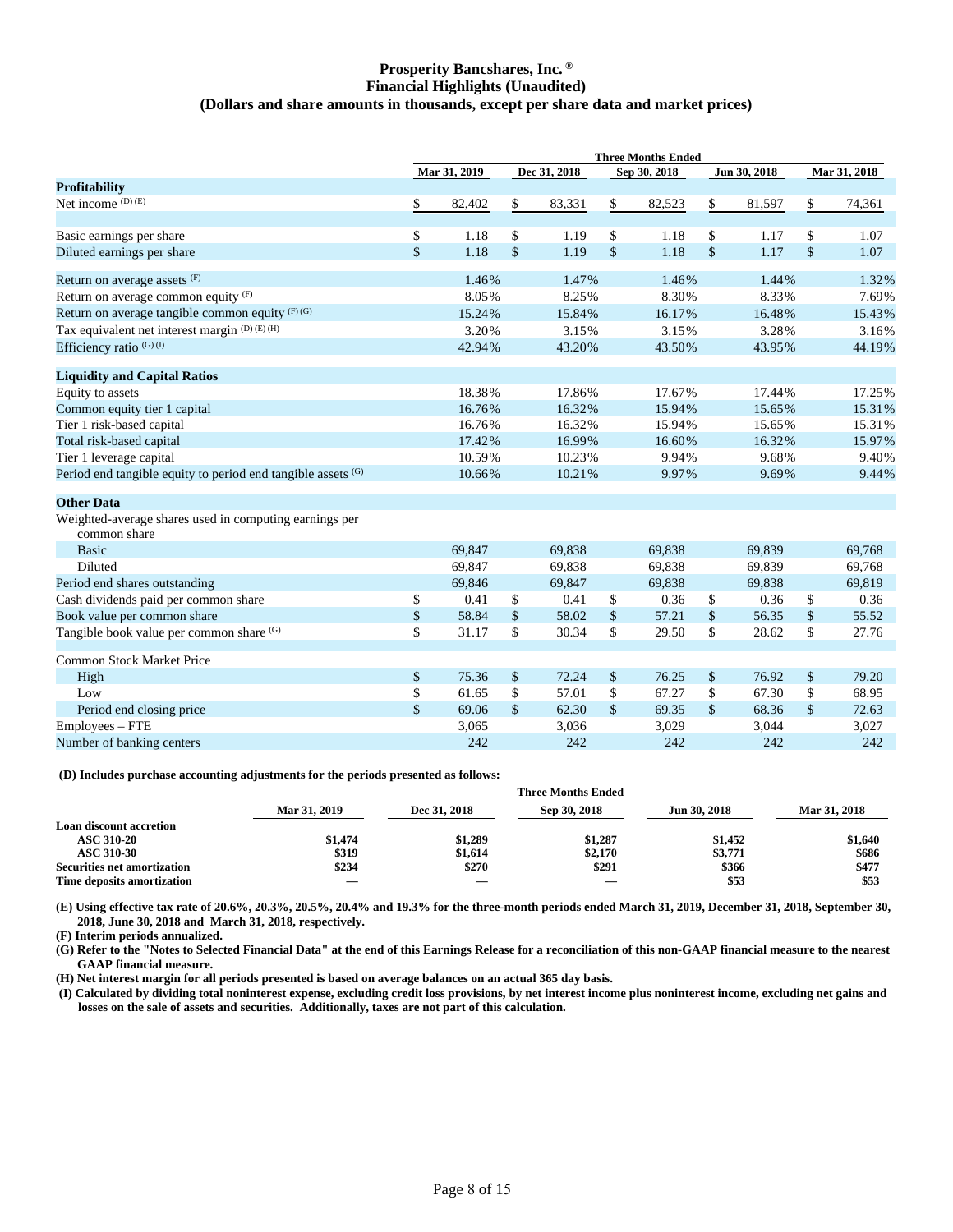**Prosperity Bancshares, Inc.®**
**Financial Highlights (Unaudited)**
**(Dollars and share amounts in thousands, except per share data and market prices)**

| | Three Months Ended | | | | |
|---|---|---|---|---|---|
| | Mar 31, 2019 | Dec 31, 2018 | Sep 30, 2018 | Jun 30, 2018 | Mar 31, 2018 |
| **Profitability** | | | | | |
| Net income (D) (E) | $ 82,402 | $ 83,331 | $ 82,523 | $ 81,597 | $ 74,361 |
| Basic earnings per share | $ 1.18 | $ 1.19 | $ 1.18 | $ 1.17 | $ 1.07 |
| Diluted earnings per share | $ 1.18 | $ 1.19 | $ 1.18 | $ 1.17 | $ 1.07 |
| Return on average assets (F) | 1.46% | 1.47% | 1.46% | 1.44% | 1.32% |
| Return on average common equity (F) | 8.05% | 8.25% | 8.30% | 8.33% | 7.69% |
| Return on average tangible common equity (F) (G) | 15.24% | 15.84% | 16.17% | 16.48% | 15.43% |
| Tax equivalent net interest margin (D) (E) (H) | 3.20% | 3.15% | 3.15% | 3.28% | 3.16% |
| Efficiency ratio (G) (I) | 42.94% | 43.20% | 43.50% | 43.95% | 44.19% |
| **Liquidity and Capital Ratios** | | | | | |
| Equity to assets | 18.38% | 17.86% | 17.67% | 17.44% | 17.25% |
| Common equity tier 1 capital | 16.76% | 16.32% | 15.94% | 15.65% | 15.31% |
| Tier 1 risk-based capital | 16.76% | 16.32% | 15.94% | 15.65% | 15.31% |
| Total risk-based capital | 17.42% | 16.99% | 16.60% | 16.32% | 15.97% |
| Tier 1 leverage capital | 10.59% | 10.23% | 9.94% | 9.68% | 9.40% |
| Period end tangible equity to period end tangible assets (G) | 10.66% | 10.21% | 9.97% | 9.69% | 9.44% |
| **Other Data** | | | | | |
| Weighted-average shares used in computing earnings per common share | | | | | |
| Basic | 69,847 | 69,838 | 69,838 | 69,839 | 69,768 |
| Diluted | 69,847 | 69,838 | 69,838 | 69,839 | 69,768 |
| Period end shares outstanding | 69,846 | 69,847 | 69,838 | 69,838 | 69,819 |
| Cash dividends paid per common share | $ 0.41 | $ 0.41 | $ 0.36 | $ 0.36 | $ 0.36 |
| Book value per common share | $ 58.84 | $ 58.02 | $ 57.21 | $ 56.35 | $ 55.52 |
| Tangible book value per common share (G) | $ 31.17 | $ 30.34 | $ 29.50 | $ 28.62 | $ 27.76 |
| Common Stock Market Price | | | | | |
| High | $ 75.36 | $ 72.24 | $ 76.25 | $ 76.92 | $ 79.20 |
| Low | $ 61.65 | $ 57.01 | $ 67.27 | $ 67.30 | $ 68.95 |
| Period end closing price | $ 69.06 | $ 62.30 | $ 69.35 | $ 68.36 | $ 72.63 |
| Employees – FTE | 3,065 | 3,036 | 3,029 | 3,044 | 3,027 |
| Number of banking centers | 242 | 242 | 242 | 242 | 242 |

**(D) Includes purchase accounting adjustments for the periods presented as follows:**

| | Three Months Ended | | | | |
|---|---|---|---|---|---|
| | Mar 31, 2019 | Dec 31, 2018 | Sep 30, 2018 | Jun 30, 2018 | Mar 31, 2018 |
| **Loan discount accretion** | | | | | |
| **ASC 310-20** | $1,474 | $1,289 | $1,287 | $1,452 | $1,640 |
| **ASC 310-30** | $319 | $1,614 | $2,170 | $3,771 | $686 |
| **Securities net amortization** | $234 | $270 | $291 | $366 | $477 |
| **Time deposits amortization** | — | — | — | $53 | $53 |

**(E) Using effective tax rate of 20.6%, 20.3%, 20.5%, 20.4% and 19.3% for the three-month periods ended March 31, 2019, December 31, 2018, September 30, 2018, June 30, 2018 and March 31, 2018, respectively.**

**(F) Interim periods annualized.**

**(G) Refer to the "Notes to Selected Financial Data" at the end of this Earnings Release for a reconciliation of this non-GAAP financial measure to the nearest GAAP financial measure.**

**(H) Net interest margin for all periods presented is based on average balances on an actual 365 day basis.**

**(I) Calculated by dividing total noninterest expense, excluding credit loss provisions, by net interest income plus noninterest income, excluding net gains and losses on the sale of assets and securities. Additionally, taxes are not part of this calculation.**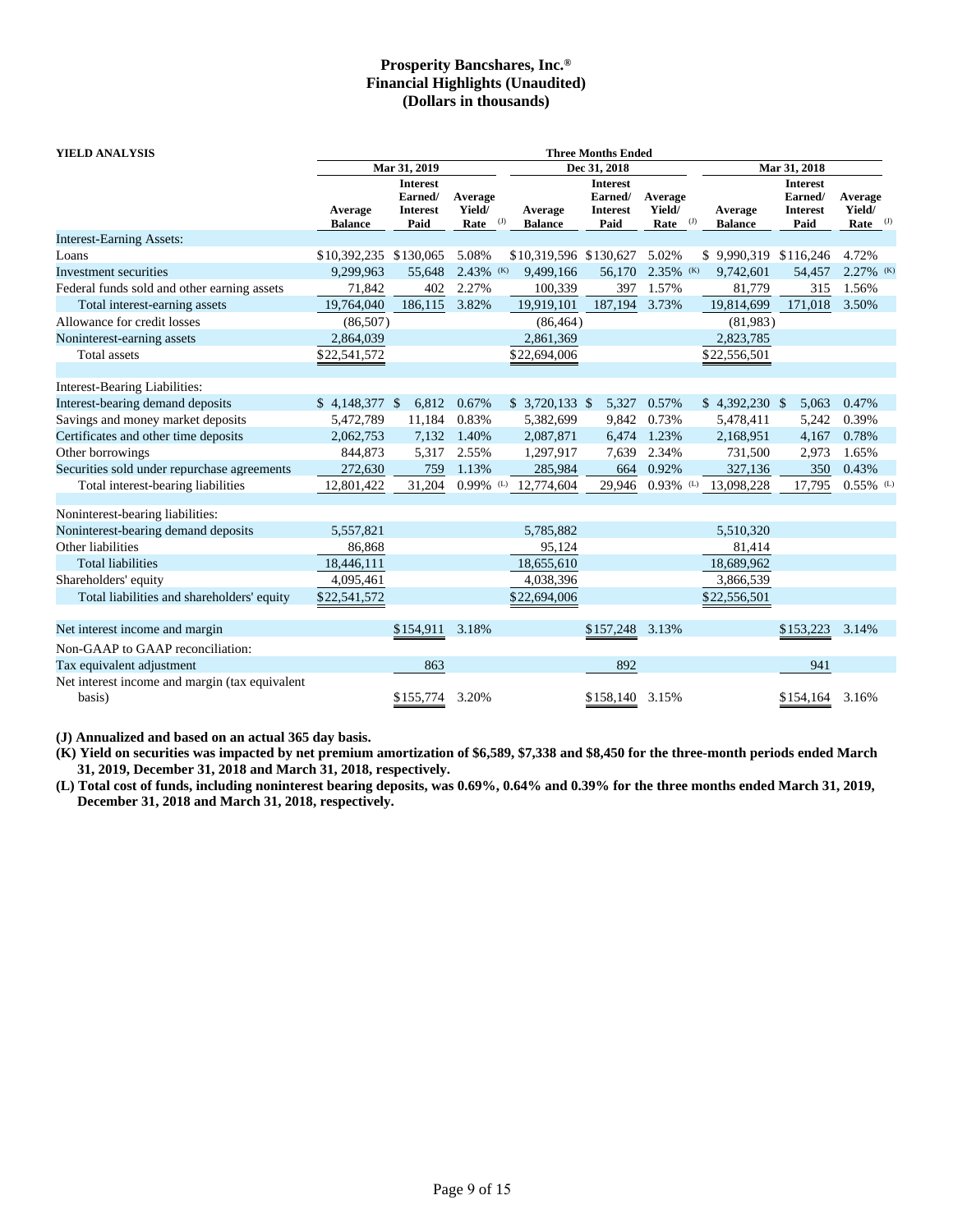# Prosperity Bancshares, Inc.®
## Financial Highlights (Unaudited)
## (Dollars in thousands)

| YIELD ANALYSIS | Three Months Ended | | | | | | | | |
|---|---|---|---|---|---|---|---|---|---|
| | Mar 31, 2019 | | | Dec 31, 2018 | | | Mar 31, 2018 | | |
| | Average Balance | Interest Earned/ Interest Paid | Average Yield/ Rate (J) | Average Balance | Interest Earned/ Interest Paid | Average Yield/ Rate (J) | Average Balance | Interest Earned/ Interest Paid | Average Yield/ Rate (J) |
| Interest-Earning Assets: | | | | | | | | | |
| Loans | $10,392,235 | $130,065 | 5.08% | $10,319,596 | $130,627 | 5.02% | $ 9,990,319 | $116,246 | 4.72% |
| Investment securities | 9,299,963 | 55,648 | 2.43% (K) | 9,499,166 | 56,170 | 2.35% (K) | 9,742,601 | 54,457 | 2.27% (K) |
| Federal funds sold and other earning assets | 71,842 | 402 | 2.27% | 100,339 | 397 | 1.57% | 81,779 | 315 | 1.56% |
| Total interest-earning assets | 19,764,040 | 186,115 | 3.82% | 19,919,101 | 187,194 | 3.73% | 19,814,699 | 171,018 | 3.50% |
| Allowance for credit losses | (86,507) | | | (86,464) | | | (81,983) | | |
| Noninterest-earning assets | 2,864,039 | | | 2,861,369 | | | 2,823,785 | | |
| Total assets | $22,541,572 | | | $22,694,006 | | | $22,556,501 | | |
| | | | | | | | | | |
| Interest-Bearing Liabilities: | | | | | | | | | |
| Interest-bearing demand deposits | $ 4,148,377 | $ 6,812 | 0.67% | $ 3,720,133 | $ 5,327 | 0.57% | $ 4,392,230 | $ 5,063 | 0.47% |
| Savings and money market deposits | 5,472,789 | 11,184 | 0.83% | 5,382,699 | 9,842 | 0.73% | 5,478,411 | 5,242 | 0.39% |
| Certificates and other time deposits | 2,062,753 | 7,132 | 1.40% | 2,087,871 | 6,474 | 1.23% | 2,168,951 | 4,167 | 0.78% |
| Other borrowings | 844,873 | 5,317 | 2.55% | 1,297,917 | 7,639 | 2.34% | 731,500 | 2,973 | 1.65% |
| Securities sold under repurchase agreements | 272,630 | 759 | 1.13% | 285,984 | 664 | 0.92% | 327,136 | 350 | 0.43% |
| Total interest-bearing liabilities | 12,801,422 | 31,204 | 0.99% (L) | 12,774,604 | 29,946 | 0.93% (L) | 13,098,228 | 17,795 | 0.55% (L) |
| | | | | | | | | | |
| Noninterest-bearing liabilities: | | | | | | | | | |
| Noninterest-bearing demand deposits | 5,557,821 | | | 5,785,882 | | | 5,510,320 | | |
| Other liabilities | 86,868 | | | 95,124 | | | 81,414 | | |
| Total liabilities | 18,446,111 | | | 18,655,610 | | | 18,689,962 | | |
| Shareholders' equity | 4,095,461 | | | 4,038,396 | | | 3,866,539 | | |
| Total liabilities and shareholders' equity | $22,541,572 | | | $22,694,006 | | | $22,556,501 | | |
| | | | | | | | | | |
| Net interest income and margin | | $154,911 | 3.18% | | $157,248 | 3.13% | | $153,223 | 3.14% |
| Non-GAAP to GAAP reconciliation: | | | | | | | | | |
| Tax equivalent adjustment | | 863 | | | 892 | | | 941 | |
| Net interest income and margin (tax equivalent basis) | | $155,774 | 3.20% | | $158,140 | 3.15% | | $154,164 | 3.16% |

**(J) Annualized and based on an actual 365 day basis.**

**(K) Yield on securities was impacted by net premium amortization of $6,589, $7,338 and $8,450 for the three-month periods ended March 31, 2019, December 31, 2018 and March 31, 2018, respectively.**

**(L) Total cost of funds, including noninterest bearing deposits, was 0.69%, 0.64% and 0.39% for the three months ended March 31, 2019, December 31, 2018 and March 31, 2018, respectively.**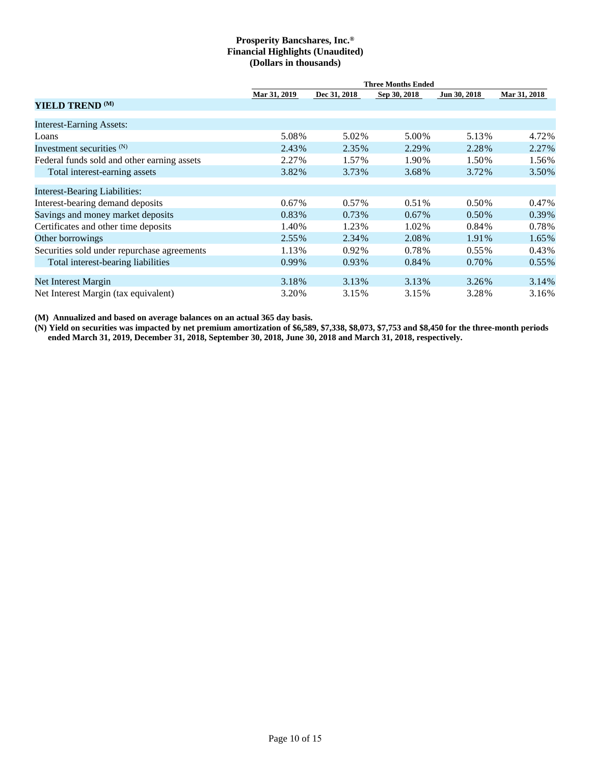**Prosperity Bancshares, Inc.®**
**Financial Highlights (Unaudited)**
**(Dollars in thousands)**

| | Three Months Ended | | | | |
|---|---|---|---|---|---|
| | Mar 31, 2019 | Dec 31, 2018 | Sep 30, 2018 | Jun 30, 2018 | Mar 31, 2018 |
| **YIELD TREND (M)** | | | | | |
| Interest-Earning Assets: | | | | | |
| Loans | 5.08% | 5.02% | 5.00% | 5.13% | 4.72% |
| Investment securities (N) | 2.43% | 2.35% | 2.29% | 2.28% | 2.27% |
| Federal funds sold and other earning assets | 2.27% | 1.57% | 1.90% | 1.50% | 1.56% |
| Total interest-earning assets | 3.82% | 3.73% | 3.68% | 3.72% | 3.50% |
| Interest-Bearing Liabilities: | | | | | |
| Interest-bearing demand deposits | 0.67% | 0.57% | 0.51% | 0.50% | 0.47% |
| Savings and money market deposits | 0.83% | 0.73% | 0.67% | 0.50% | 0.39% |
| Certificates and other time deposits | 1.40% | 1.23% | 1.02% | 0.84% | 0.78% |
| Other borrowings | 2.55% | 2.34% | 2.08% | 1.91% | 1.65% |
| Securities sold under repurchase agreements | 1.13% | 0.92% | 0.78% | 0.55% | 0.43% |
| Total interest-bearing liabilities | 0.99% | 0.93% | 0.84% | 0.70% | 0.55% |
| Net Interest Margin | 3.18% | 3.13% | 3.13% | 3.26% | 3.14% |
| Net Interest Margin (tax equivalent) | 3.20% | 3.15% | 3.15% | 3.28% | 3.16% |

**(M) Annualized and based on average balances on an actual 365 day basis.**

**(N) Yield on securities was impacted by net premium amortization of $6,589, $7,338, $8,073, $7,753 and $8,450 for the three-month periods ended March 31, 2019, December 31, 2018, September 30, 2018, June 30, 2018 and March 31, 2018, respectively.**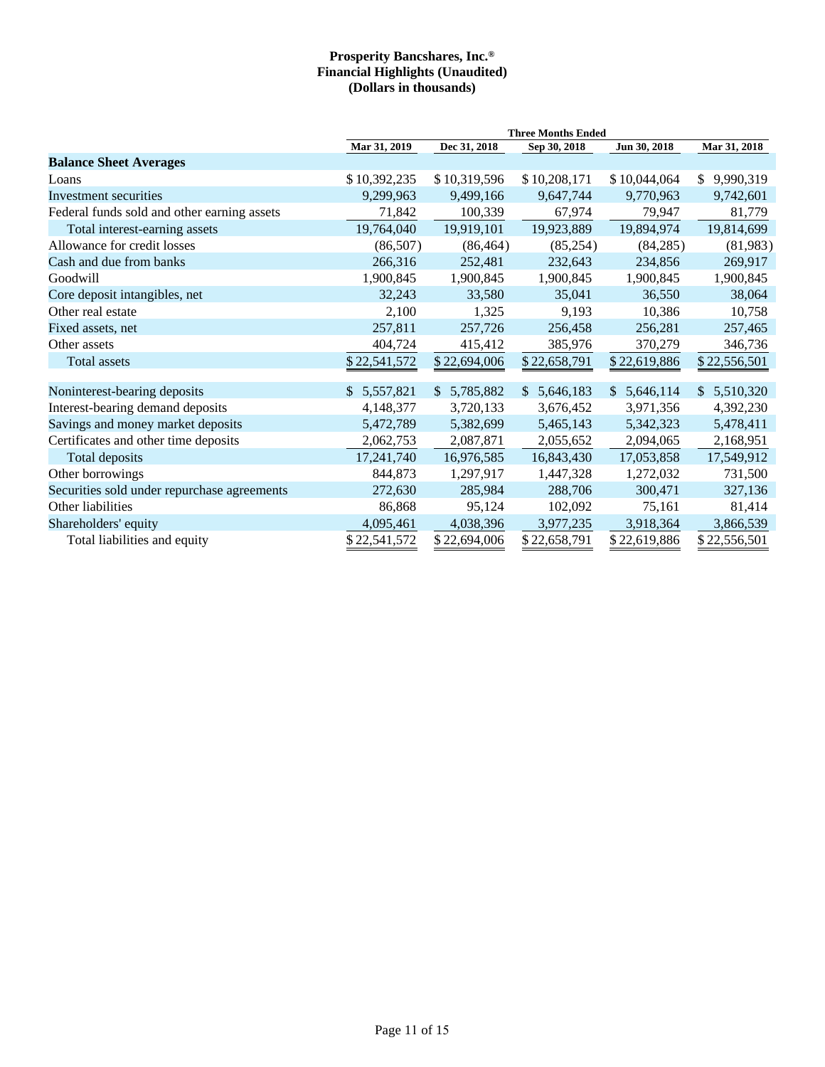**Prosperity Bancshares, Inc.®**
**Financial Highlights (Unaudited)**
**(Dollars in thousands)**

| | Three Months Ended | | | | |
|---|---|---|---|---|---|
| | Mar 31, 2019 | Dec 31, 2018 | Sep 30, 2018 | Jun 30, 2018 | Mar 31, 2018 |
| **Balance Sheet Averages** | | | | | |
| Loans | $ 10,392,235 | $ 10,319,596 | $ 10,208,171 | $ 10,044,064 | $ 9,990,319 |
| Investment securities | 9,299,963 | 9,499,166 | 9,647,744 | 9,770,963 | 9,742,601 |
| Federal funds sold and other earning assets | 71,842 | 100,339 | 67,974 | 79,947 | 81,779 |
| Total interest-earning assets | 19,764,040 | 19,919,101 | 19,923,889 | 19,894,974 | 19,814,699 |
| Allowance for credit losses | (86,507) | (86,464) | (85,254) | (84,285) | (81,983) |
| Cash and due from banks | 266,316 | 252,481 | 232,643 | 234,856 | 269,917 |
| Goodwill | 1,900,845 | 1,900,845 | 1,900,845 | 1,900,845 | 1,900,845 |
| Core deposit intangibles, net | 32,243 | 33,580 | 35,041 | 36,550 | 38,064 |
| Other real estate | 2,100 | 1,325 | 9,193 | 10,386 | 10,758 |
| Fixed assets, net | 257,811 | 257,726 | 256,458 | 256,281 | 257,465 |
| Other assets | 404,724 | 415,412 | 385,976 | 370,279 | 346,736 |
| Total assets | $ 22,541,572 | $ 22,694,006 | $ 22,658,791 | $ 22,619,886 | $ 22,556,501 |
| | | | | | |
| Noninterest-bearing deposits | $ 5,557,821 | $ 5,785,882 | $ 5,646,183 | $ 5,646,114 | $ 5,510,320 |
| Interest-bearing demand deposits | 4,148,377 | 3,720,133 | 3,676,452 | 3,971,356 | 4,392,230 |
| Savings and money market deposits | 5,472,789 | 5,382,699 | 5,465,143 | 5,342,323 | 5,478,411 |
| Certificates and other time deposits | 2,062,753 | 2,087,871 | 2,055,652 | 2,094,065 | 2,168,951 |
| Total deposits | 17,241,740 | 16,976,585 | 16,843,430 | 17,053,858 | 17,549,912 |
| Other borrowings | 844,873 | 1,297,917 | 1,447,328 | 1,272,032 | 731,500 |
| Securities sold under repurchase agreements | 272,630 | 285,984 | 288,706 | 300,471 | 327,136 |
| Other liabilities | 86,868 | 95,124 | 102,092 | 75,161 | 81,414 |
| Shareholders' equity | 4,095,461 | 4,038,396 | 3,977,235 | 3,918,364 | 3,866,539 |
| Total liabilities and equity | $ 22,541,572 | $ 22,694,006 | $ 22,658,791 | $ 22,619,886 | $ 22,556,501 |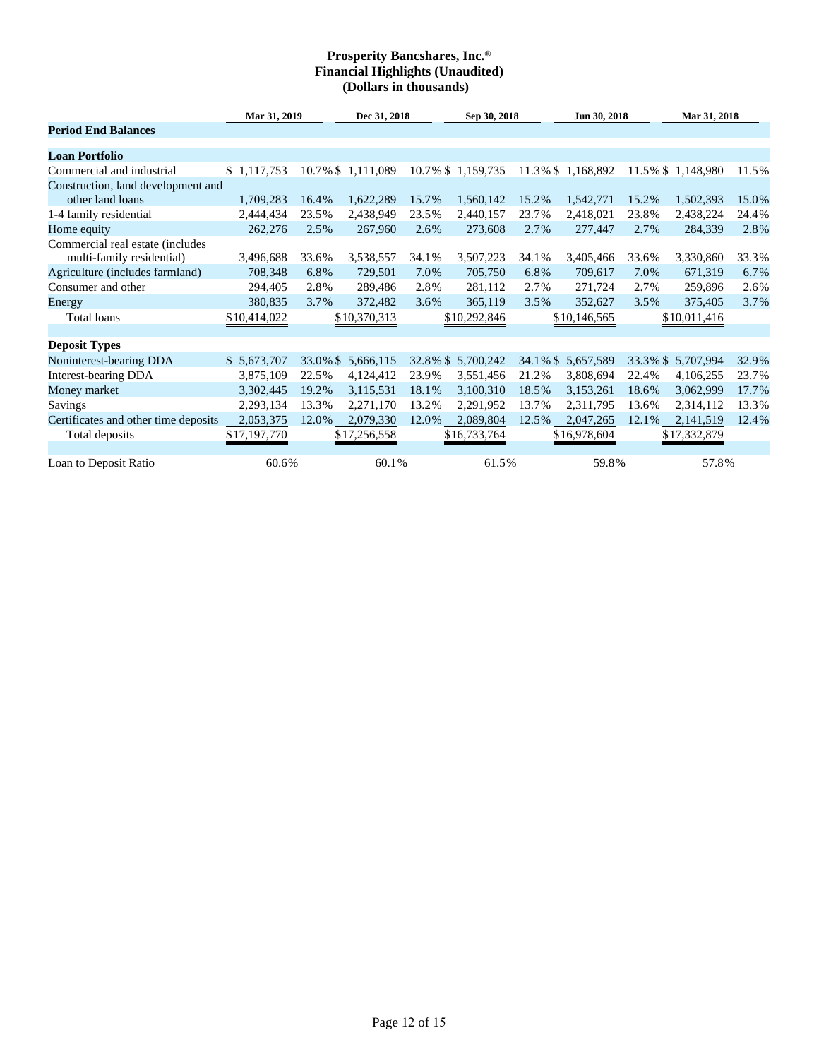**Prosperity Bancshares, Inc.®**
**Financial Highlights (Unaudited)**
**(Dollars in thousands)**

| | Mar 31, 2019 | | Dec 31, 2018 | | Sep 30, 2018 | | Jun 30, 2018 | | Mar 31, 2018 | |
|---|---|---|---|---|---|---|---|---|---|---|
| **Period End Balances** | | | | | | | | | | |
| **Loan Portfolio** | | | | | | | | | | |
| Commercial and industrial | $ 1,117,753 | 10.7% | $ 1,111,089 | 10.7% | $ 1,159,735 | 11.3% | $ 1,168,892 | 11.5% | $ 1,148,980 | 11.5% |
| Construction, land development and other land loans | 1,709,283 | 16.4% | 1,622,289 | 15.7% | 1,560,142 | 15.2% | 1,542,771 | 15.2% | 1,502,393 | 15.0% |
| 1-4 family residential | 2,444,434 | 23.5% | 2,438,949 | 23.5% | 2,440,157 | 23.7% | 2,418,021 | 23.8% | 2,438,224 | 24.4% |
| Home equity | 262,276 | 2.5% | 267,960 | 2.6% | 273,608 | 2.7% | 277,447 | 2.7% | 284,339 | 2.8% |
| Commercial real estate (includes multi-family residential) | 3,496,688 | 33.6% | 3,538,557 | 34.1% | 3,507,223 | 34.1% | 3,405,466 | 33.6% | 3,330,860 | 33.3% |
| Agriculture (includes farmland) | 708,348 | 6.8% | 729,501 | 7.0% | 705,750 | 6.8% | 709,617 | 7.0% | 671,319 | 6.7% |
| Consumer and other | 294,405 | 2.8% | 289,486 | 2.8% | 281,112 | 2.7% | 271,724 | 2.7% | 259,896 | 2.6% |
| Energy | 380,835 | 3.7% | 372,482 | 3.6% | 365,119 | 3.5% | 352,627 | 3.5% | 375,405 | 3.7% |
| Total loans | $10,414,022 | | $10,370,313 | | $10,292,846 | | $10,146,565 | | $10,011,416 | |
| **Deposit Types** | | | | | | | | | | |
| Noninterest-bearing DDA | $ 5,673,707 | 33.0% | $ 5,666,115 | 32.8% | $ 5,700,242 | 34.1% | $ 5,657,589 | 33.3% | $ 5,707,994 | 32.9% |
| Interest-bearing DDA | 3,875,109 | 22.5% | 4,124,412 | 23.9% | 3,551,456 | 21.2% | 3,808,694 | 22.4% | 4,106,255 | 23.7% |
| Money market | 3,302,445 | 19.2% | 3,115,531 | 18.1% | 3,100,310 | 18.5% | 3,153,261 | 18.6% | 3,062,999 | 17.7% |
| Savings | 2,293,134 | 13.3% | 2,271,170 | 13.2% | 2,291,952 | 13.7% | 2,311,795 | 13.6% | 2,314,112 | 13.3% |
| Certificates and other time deposits | 2,053,375 | 12.0% | 2,079,330 | 12.0% | 2,089,804 | 12.5% | 2,047,265 | 12.1% | 2,141,519 | 12.4% |
| Total deposits | $17,197,770 | | $17,256,558 | | $16,733,764 | | $16,978,604 | | $17,332,879 | |
| Loan to Deposit Ratio | 60.6% | | 60.1% | | 61.5% | | 59.8% | | 57.8% | |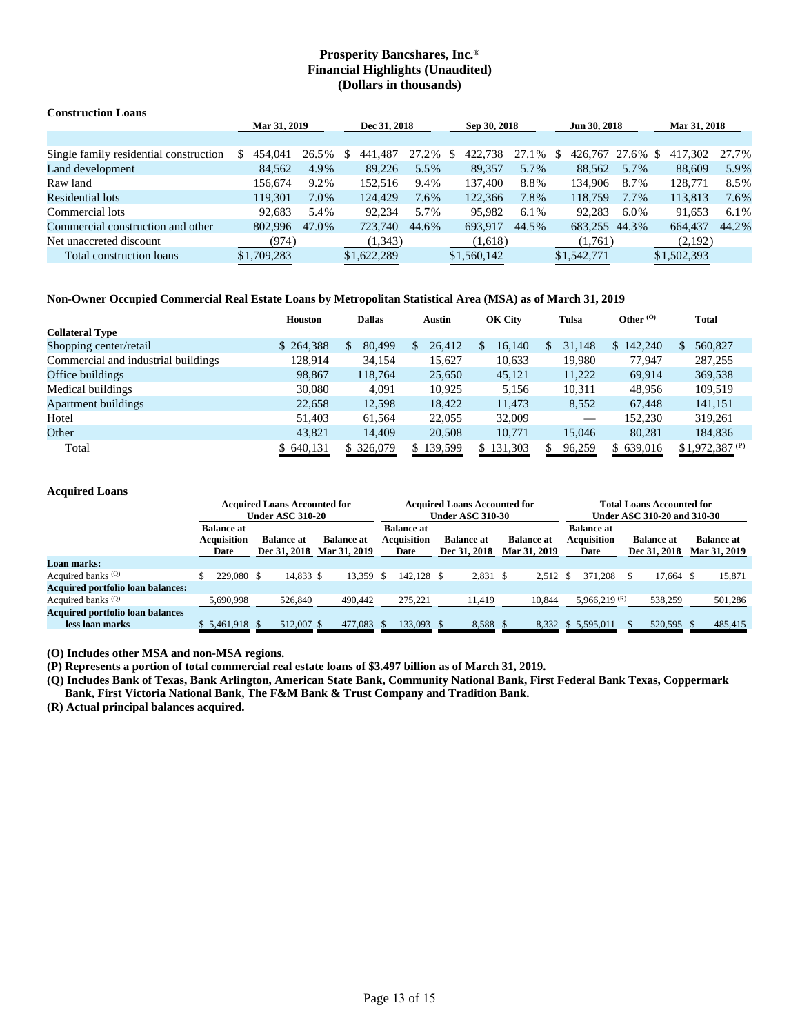# Prosperity Bancshares, Inc.®
## Financial Highlights (Unaudited)
## (Dollars in thousands)

### Construction Loans

| | Mar 31, 2019 | | Dec 31, 2018 | | Sep 30, 2018 | | Jun 30, 2018 | | Mar 31, 2018 | |
|---|---|---|---|---|---|---|---|---|---|---|
| Single family residential construction | $ 454,041 | 26.5% | $ 441,487 | 27.2% | $ 422,738 | 27.1% | $ 426,767 | 27.6% | $ 417,302 | 27.7% |
| Land development | 84,562 | 4.9% | 89,226 | 5.5% | 89,357 | 5.7% | 88,562 | 5.7% | 88,609 | 5.9% |
| Raw land | 156,674 | 9.2% | 152,516 | 9.4% | 137,400 | 8.8% | 134,906 | 8.7% | 128,771 | 8.5% |
| Residential lots | 119,301 | 7.0% | 124,429 | 7.6% | 122,366 | 7.8% | 118,759 | 7.7% | 113,813 | 7.6% |
| Commercial lots | 92,683 | 5.4% | 92,234 | 5.7% | 95,982 | 6.1% | 92,283 | 6.0% | 91,653 | 6.1% |
| Commercial construction and other | 802,996 | 47.0% | 723,740 | 44.6% | 693,917 | 44.5% | 683,255 | 44.3% | 664,437 | 44.2% |
| Net unaccreted discount | (974) | | (1,343) | | (1,618) | | (1,761) | | (2,192) | |
| Total construction loans | $1,709,283 | | $1,622,289 | | $1,560,142 | | $1,542,771 | | $1,502,393 | |

### Non-Owner Occupied Commercial Real Estate Loans by Metropolitan Statistical Area (MSA) as of March 31, 2019

| | Houston | Dallas | Austin | OK City | Tulsa | Other (O) | Total |
|---|---|---|---|---|---|---|---|
| **Collateral Type** | | | | | | | |
| Shopping center/retail | $ 264,388 | $ 80,499 | $ 26,412 | $ 16,140 | $ 31,148 | $ 142,240 | $ 560,827 |
| Commercial and industrial buildings | 128,914 | 34,154 | 15,627 | 10,633 | 19,980 | 77,947 | 287,255 |
| Office buildings | 98,867 | 118,764 | 25,650 | 45,121 | 11,222 | 69,914 | 369,538 |
| Medical buildings | 30,080 | 4,091 | 10,925 | 5,156 | 10,311 | 48,956 | 109,519 |
| Apartment buildings | 22,658 | 12,598 | 18,422 | 11,473 | 8,552 | 67,448 | 141,151 |
| Hotel | 51,403 | 61,564 | 22,055 | 32,009 | — | 152,230 | 319,261 |
| Other | 43,821 | 14,409 | 20,508 | 10,771 | 15,046 | 80,281 | 184,836 |
| Total | $ 640,131 | $ 326,079 | $ 139,599 | $ 131,303 | $ 96,259 | $ 639,016 | $1,972,387 (P) |

### Acquired Loans

| | Acquired Loans Accounted for Under ASC 310-20 | | | Acquired Loans Accounted for Under ASC 310-30 | | | Total Loans Accounted for Under ASC 310-20 and 310-30 | | |
|---|---|---|---|---|---|---|---|---|---|
| | Balance at Acquisition Date | Balance at Dec 31, 2018 | Balance at Mar 31, 2019 | Balance at Acquisition Date | Balance at Dec 31, 2018 | Balance at Mar 31, 2019 | Balance at Acquisition Date | Balance at Dec 31, 2018 | Balance at Mar 31, 2019 |
| **Loan marks:** | | | | | | | | | |
| Acquired banks (Q) | $ 229,080 | $ 14,833 | $ 13,359 | $ 142,128 | $ 2,831 | $ 2,512 | $ 371,208 | $ 17,664 | $ 15,871 |
| **Acquired portfolio loan balances:** | | | | | | | | | |
| Acquired banks (Q) | 5,690,998 | 526,840 | 490,442 | 275,221 | 11,419 | 10,844 | 5,966,219 (R) | 538,259 | 501,286 |
| **Acquired portfolio loan balances less loan marks** | $ 5,461,918 | $ 512,007 | $ 477,083 | $ 133,093 | $ 8,588 | $ 8,332 | $ 5,595,011 | $ 520,595 | $ 485,415 |

**(O) Includes other MSA and non-MSA regions.**

**(P) Represents a portion of total commercial real estate loans of $3.497 billion as of March 31, 2019.**

**(Q) Includes Bank of Texas, Bank Arlington, American State Bank, Community National Bank, First Federal Bank Texas, Coppermark Bank, First Victoria National Bank, The F&M Bank & Trust Company and Tradition Bank.**

**(R) Actual principal balances acquired.**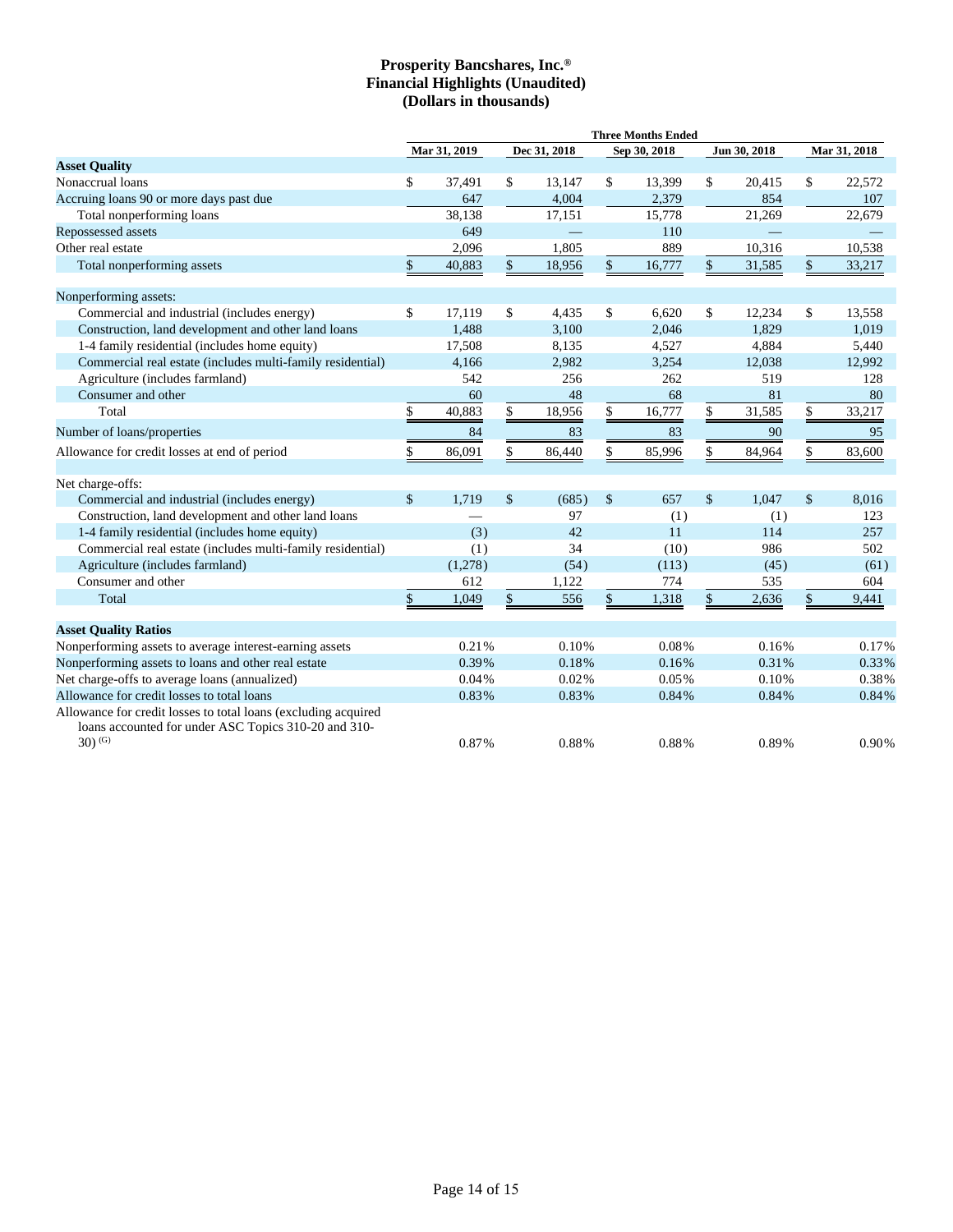# Prosperity Bancshares, Inc.®
## Financial Highlights (Unaudited)
## (Dollars in thousands)

| | Three Months Ended | | | | |
|---|---|---|---|---|---|
| | Mar 31, 2019 | Dec 31, 2018 | Sep 30, 2018 | Jun 30, 2018 | Mar 31, 2018 |
| **Asset Quality** | | | | | |
| Nonaccrual loans | $ 37,491 | $ 13,147 | $ 13,399 | $ 20,415 | $ 22,572 |
| Accruing loans 90 or more days past due | 647 | 4,004 | 2,379 | 854 | 107 |
| Total nonperforming loans | 38,138 | 17,151 | 15,778 | 21,269 | 22,679 |
| Repossessed assets | 649 | — | 110 | — | — |
| Other real estate | 2,096 | 1,805 | 889 | 10,316 | 10,538 |
| Total nonperforming assets | $ 40,883 | $ 18,956 | $ 16,777 | $ 31,585 | $ 33,217 |
| | | | | | |
| Nonperforming assets: | | | | | |
| Commercial and industrial (includes energy) | $ 17,119 | $ 4,435 | $ 6,620 | $ 12,234 | $ 13,558 |
| Construction, land development and other land loans | 1,488 | 3,100 | 2,046 | 1,829 | 1,019 |
| 1-4 family residential (includes home equity) | 17,508 | 8,135 | 4,527 | 4,884 | 5,440 |
| Commercial real estate (includes multi-family residential) | 4,166 | 2,982 | 3,254 | 12,038 | 12,992 |
| Agriculture (includes farmland) | 542 | 256 | 262 | 519 | 128 |
| Consumer and other | 60 | 48 | 68 | 81 | 80 |
| Total | $ 40,883 | $ 18,956 | $ 16,777 | $ 31,585 | $ 33,217 |
| Number of loans/properties | 84 | 83 | 83 | 90 | 95 |
| Allowance for credit losses at end of period | $ 86,091 | $ 86,440 | $ 85,996 | $ 84,964 | $ 83,600 |
| | | | | | |
| Net charge-offs: | | | | | |
| Commercial and industrial (includes energy) | $ 1,719 | $ (685) | $ 657 | $ 1,047 | $ 8,016 |
| Construction, land development and other land loans | — | 97 | (1) | (1) | 123 |
| 1-4 family residential (includes home equity) | (3) | 42 | 11 | 114 | 257 |
| Commercial real estate (includes multi-family residential) | (1) | 34 | (10) | 986 | 502 |
| Agriculture (includes farmland) | (1,278) | (54) | (113) | (45) | (61) |
| Consumer and other | 612 | 1,122 | 774 | 535 | 604 |
| Total | $ 1,049 | $ 556 | $ 1,318 | $ 2,636 | $ 9,441 |
| | | | | | |
| **Asset Quality Ratios** | | | | | |
| Nonperforming assets to average interest-earning assets | 0.21% | 0.10% | 0.08% | 0.16% | 0.17% |
| Nonperforming assets to loans and other real estate | 0.39% | 0.18% | 0.16% | 0.31% | 0.33% |
| Net charge-offs to average loans (annualized) | 0.04% | 0.02% | 0.05% | 0.10% | 0.38% |
| Allowance for credit losses to total loans | 0.83% | 0.83% | 0.84% | 0.84% | 0.84% |
| Allowance for credit losses to total loans (excluding acquired loans accounted for under ASC Topics 310-20 and 310-30) (G) | 0.87% | 0.88% | 0.88% | 0.89% | 0.90% |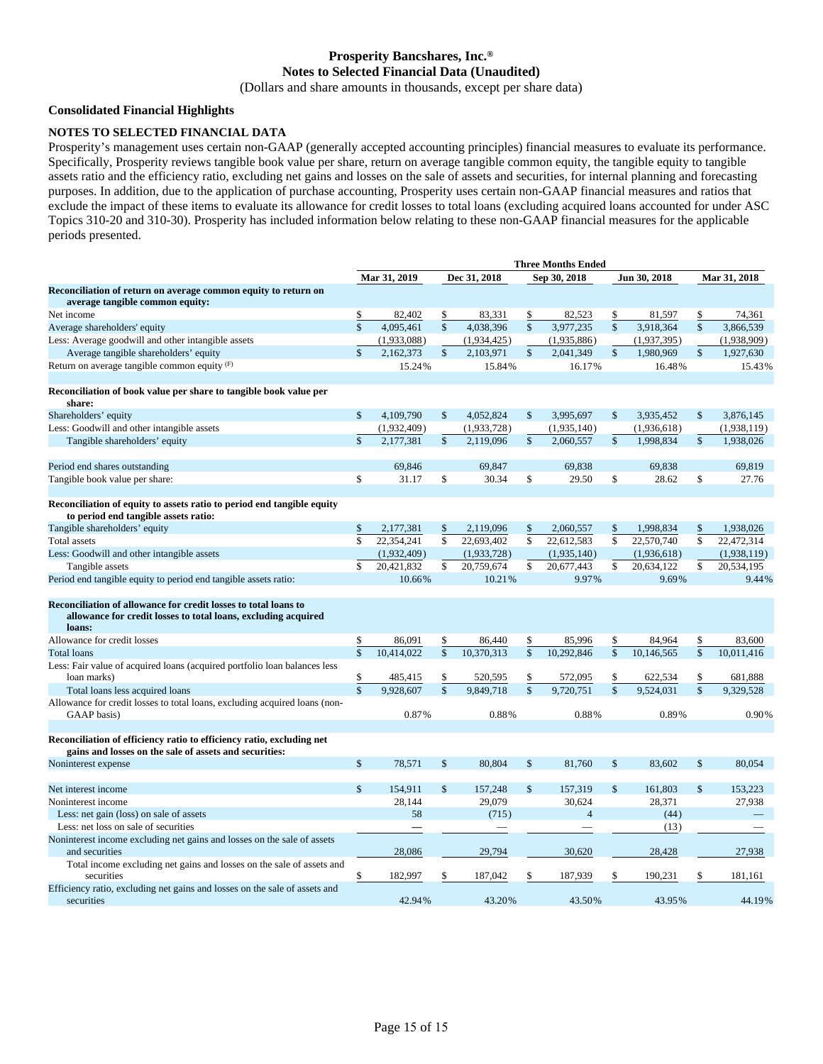# Prosperity Bancshares, Inc.®
## Notes to Selected Financial Data (Unaudited)
(Dollars and share amounts in thousands, except per share data)

### Consolidated Financial Highlights

### NOTES TO SELECTED FINANCIAL DATA

Prosperity's management uses certain non-GAAP (generally accepted accounting principles) financial measures to evaluate its performance. Specifically, Prosperity reviews tangible book value per share, return on average tangible common equity, the tangible equity to tangible assets ratio and the efficiency ratio, excluding net gains and losses on the sale of assets and securities, for internal planning and forecasting purposes. In addition, due to the application of purchase accounting, Prosperity uses certain non-GAAP financial measures and ratios that exclude the impact of these items to evaluate its allowance for credit losses to total loans (excluding acquired loans accounted for under ASC Topics 310-20 and 310-30). Prosperity has included information below relating to these non-GAAP financial measures for the applicable periods presented.

| | Three Months Ended | | | | |
|---|---|---|---|---|---|
| | Mar 31, 2019 | Dec 31, 2018 | Sep 30, 2018 | Jun 30, 2018 | Mar 31, 2018 |
| **Reconciliation of return on average common equity to return on average tangible common equity:** | | | | | |
| Net income | $ 82,402 | $ 83,331 | $ 82,523 | $ 81,597 | $ 74,361 |
| Average shareholders' equity | $ 4,095,461 | $ 4,038,396 | $ 3,977,235 | $ 3,918,364 | $ 3,866,539 |
| Less: Average goodwill and other intangible assets | (1,933,088) | (1,934,425) | (1,935,886) | (1,937,395) | (1,938,909) |
| Average tangible shareholders' equity | $ 2,162,373 | $ 2,103,971 | $ 2,041,349 | $ 1,980,969 | $ 1,927,630 |
| Return on average tangible common equity (F) | 15.24% | 15.84% | 16.17% | 16.48% | 15.43% |
| **Reconciliation of book value per share to tangible book value per share:** | | | | | |
| Shareholders' equity | $ 4,109,790 | $ 4,052,824 | $ 3,995,697 | $ 3,935,452 | $ 3,876,145 |
| Less: Goodwill and other intangible assets | (1,932,409) | (1,933,728) | (1,935,140) | (1,936,618) | (1,938,119) |
| Tangible shareholders' equity | $ 2,177,381 | $ 2,119,096 | $ 2,060,557 | $ 1,998,834 | $ 1,938,026 |
| Period end shares outstanding | 69,846 | 69,847 | 69,838 | 69,838 | 69,819 |
| Tangible book value per share: | $ 31.17 | $ 30.34 | $ 29.50 | $ 28.62 | $ 27.76 |
| **Reconciliation of equity to assets ratio to period end tangible equity to period end tangible assets ratio:** | | | | | |
| Tangible shareholders' equity | $ 2,177,381 | $ 2,119,096 | $ 2,060,557 | $ 1,998,834 | $ 1,938,026 |
| Total assets | $ 22,354,241 | $ 22,693,402 | $ 22,612,583 | $ 22,570,740 | $ 22,472,314 |
| Less: Goodwill and other intangible assets | (1,932,409) | (1,933,728) | (1,935,140) | (1,936,618) | (1,938,119) |
| Tangible assets | $ 20,421,832 | $ 20,759,674 | $ 20,677,443 | $ 20,634,122 | $ 20,534,195 |
| Period end tangible equity to period end tangible assets ratio: | 10.66% | 10.21% | 9.97% | 9.69% | 9.44% |
| **Reconciliation of allowance for credit losses to total loans to allowance for credit losses to total loans, excluding acquired loans:** | | | | | |
| Allowance for credit losses | $ 86,091 | $ 86,440 | $ 85,996 | $ 84,964 | $ 83,600 |
| Total loans | $ 10,414,022 | $ 10,370,313 | $ 10,292,846 | $ 10,146,565 | $ 10,011,416 |
| Less: Fair value of acquired loans (acquired portfolio loan balances less loan marks) | $ 485,415 | $ 520,595 | $ 572,095 | $ 622,534 | $ 681,888 |
| Total loans less acquired loans | $ 9,928,607 | $ 9,849,718 | $ 9,720,751 | $ 9,524,031 | $ 9,329,528 |
| Allowance for credit losses to total loans, excluding acquired loans (non-GAAP basis) | 0.87% | 0.88% | 0.88% | 0.89% | 0.90% |
| **Reconciliation of efficiency ratio to efficiency ratio, excluding net gains and losses on the sale of assets and securities:** | | | | | |
| Noninterest expense | $ 78,571 | $ 80,804 | $ 81,760 | $ 83,602 | $ 80,054 |
| Net interest income | $ 154,911 | $ 157,248 | $ 157,319 | $ 161,803 | $ 153,223 |
| Noninterest income | 28,144 | 29,079 | 30,624 | 28,371 | 27,938 |
| Less: net gain (loss) on sale of assets | 58 | (715) | 4 | (44) | — |
| Less: net loss on sale of securities | — | — | — | (13) | — |
| Noninterest income excluding net gains and losses on the sale of assets and securities | 28,086 | 29,794 | 30,620 | 28,428 | 27,938 |
| Total income excluding net gains and losses on the sale of assets and securities | $ 182,997 | $ 187,042 | $ 187,939 | $ 190,231 | $ 181,161 |
| Efficiency ratio, excluding net gains and losses on the sale of assets and securities | 42.94% | 43.20% | 43.50% | 43.95% | 44.19% |